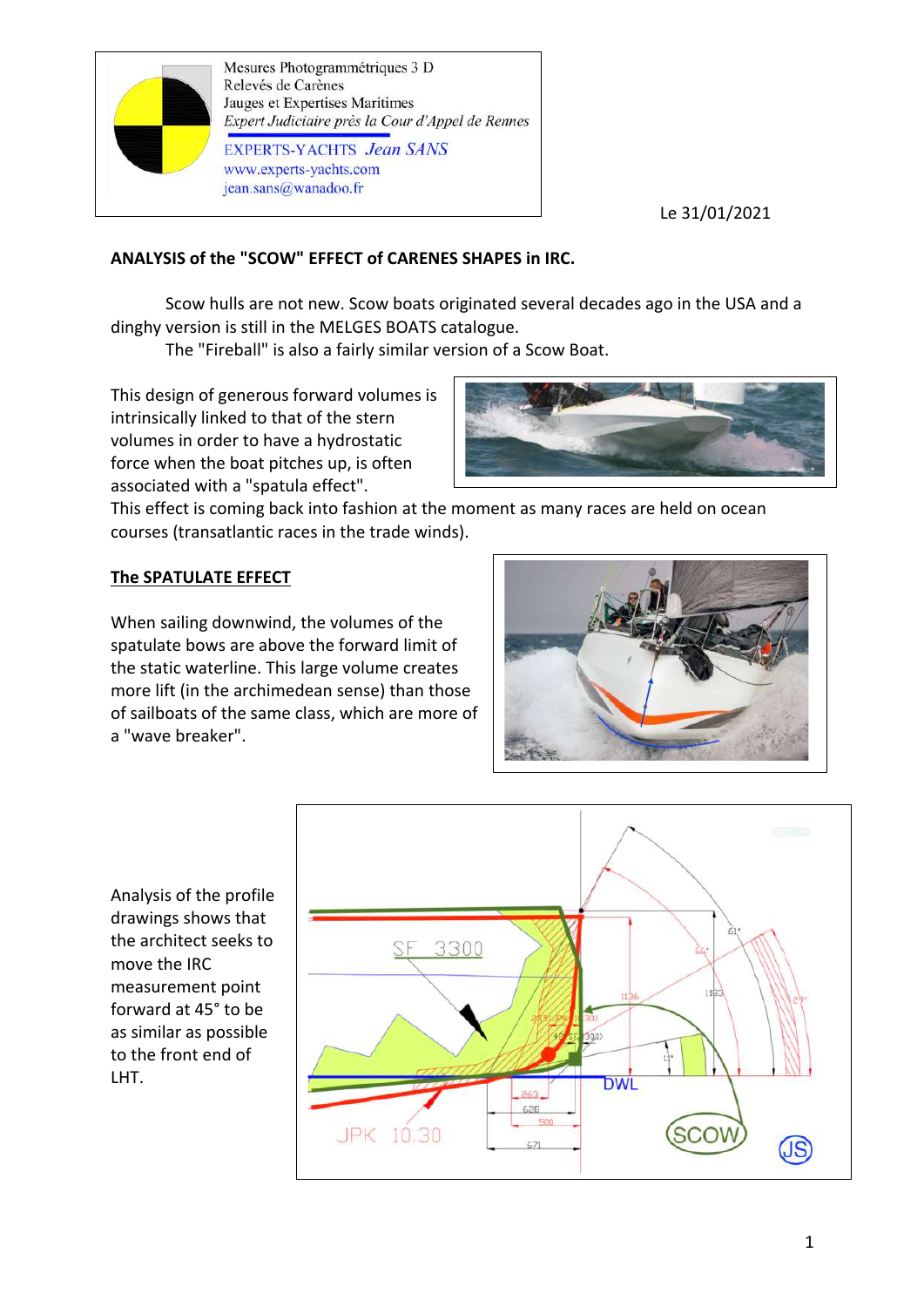Mesures Photogrammétriques 3 D
Relevés de Carènes
Jauges et Expertises Maritimes
*Expert Judiciaire près la Cour d'Appel de Rennes*

EXPERTS-YACHTS *Jean SANS*
www.experts-yachts.com
jean.sans@wanadoo.fr

Le 31/01/2021

**ANALYSIS of the "SCOW" EFFECT of CARENES SHAPES in IRC.**

Scow hulls are not new. Scow boats originated several decades ago in the USA and a dinghy version is still in the MELGES BOATS catalogue.

The "Fireball" is also a fairly similar version of a Scow Boat.

This design of generous forward volumes is intrinsically linked to that of the stern volumes in order to have a hydrostatic force when the boat pitches up, is often associated with a "spatula effect".

This effect is coming back into fashion at the moment as many races are held on ocean courses (transatlantic races in the trade winds).

**<u>The SPATULATE EFFECT</u>**

When sailing downwind, the volumes of the spatulate bows are above the forward limit of the static waterline. This large volume creates more lift (in the archimedean sense) than those of sailboats of the same class, which are more of a "wave breaker".

Analysis of the profile drawings shows that the architect seeks to move the IRC measurement point forward at 45° to be as similar as possible to the front end of LHT.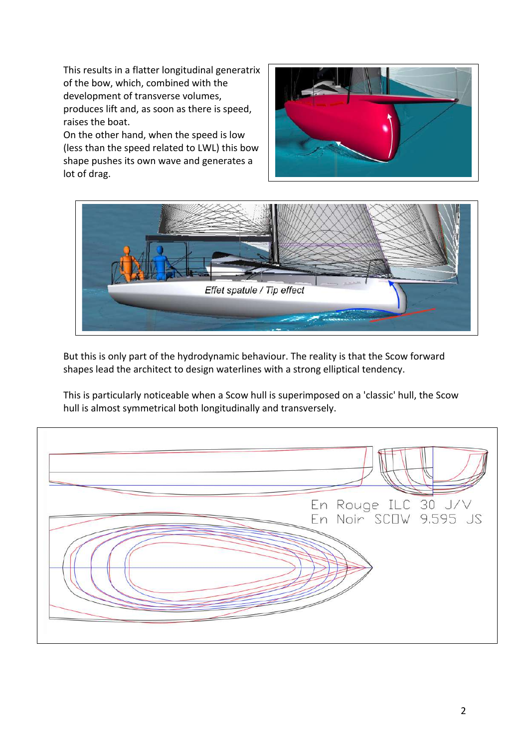This results in a flatter longitudinal generatrix of the bow, which, combined with the development of transverse volumes, produces lift and, as soon as there is speed, raises the boat.

On the other hand, when the speed is low (less than the speed related to LWL) this bow shape pushes its own wave and generates a lot of drag.

But this is only part of the hydrodynamic behaviour. The reality is that the Scow forward shapes lead the architect to design waterlines with a strong elliptical tendency.

This is particularly noticeable when a Scow hull is superimposed on a 'classic' hull, the Scow hull is almost symmetrical both longitudinally and transversely.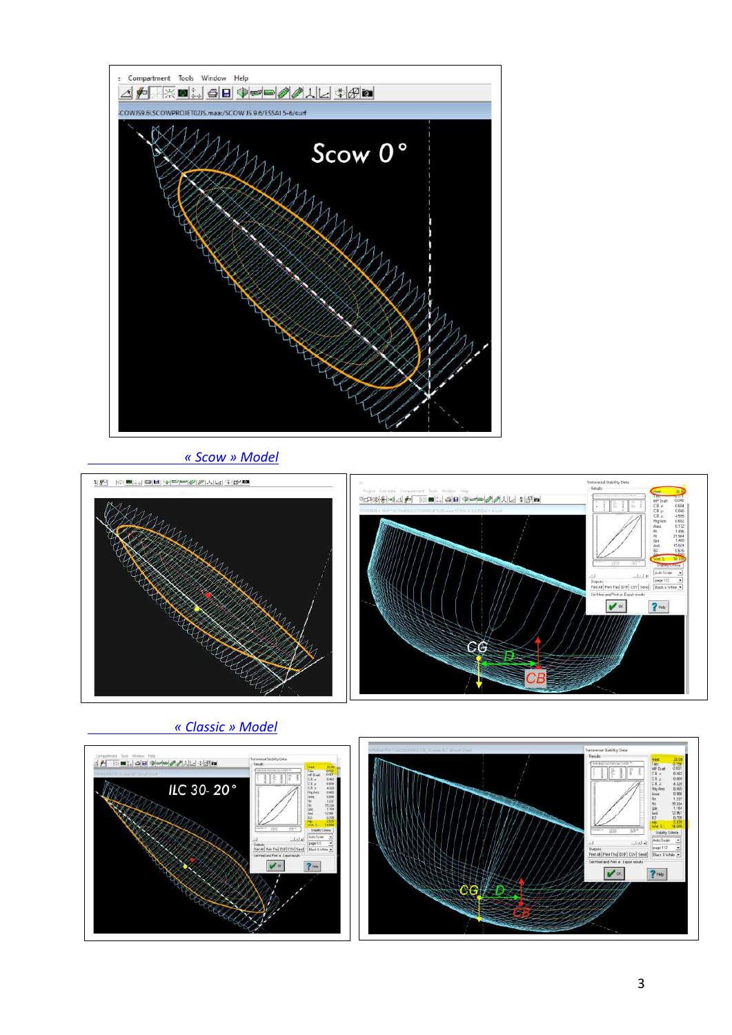*« Scow » Model*

*« Classic » Model*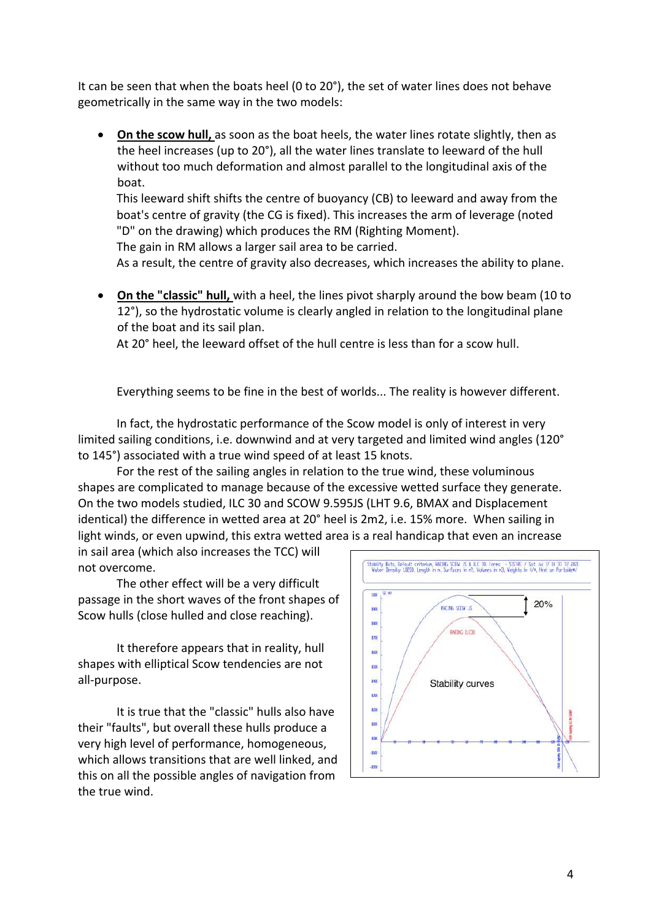It can be seen that when the boats heel (0 to 20°), the set of water lines does not behave geometrically in the same way in the two models:

- **On the scow hull,** as soon as the boat heels, the water lines rotate slightly, then as the heel increases (up to 20°), all the water lines translate to leeward of the hull without too much deformation and almost parallel to the longitudinal axis of the boat.
  This leeward shift shifts the centre of buoyancy (CB) to leeward and away from the boat's centre of gravity (the CG is fixed). This increases the arm of leverage (noted "D" on the drawing) which produces the RM (Righting Moment).
  The gain in RM allows a larger sail area to be carried.
  As a result, the centre of gravity also decreases, which increases the ability to plane.

- **On the "classic" hull,** with a heel, the lines pivot sharply around the bow beam (10 to 12°), so the hydrostatic volume is clearly angled in relation to the longitudinal plane of the boat and its sail plan.
  At 20° heel, the leeward offset of the hull centre is less than for a scow hull.

Everything seems to be fine in the best of worlds... The reality is however different.

In fact, the hydrostatic performance of the Scow model is only of interest in very limited sailing conditions, i.e. downwind and at very targeted and limited wind angles (120° to 145°) associated with a true wind speed of at least 15 knots.

For the rest of the sailing angles in relation to the true wind, these voluminous shapes are complicated to manage because of the excessive wetted surface they generate. On the two models studied, ILC 30 and SCOW 9.595JS (LHT 9.6, BMAX and Displacement identical) the difference in wetted area at 20° heel is 2m2, i.e. 15% more. When sailing in light winds, or even upwind, this extra wetted area is a real handicap that even an increase in sail area (which also increases the TCC) will not overcome.

The other effect will be a very difficult passage in the short waves of the front shapes of Scow hulls (close hulled and close reaching).

It therefore appears that in reality, hull shapes with elliptical Scow tendencies are not all-purpose.

It is true that the "classic" hulls also have their "faults", but overall these hulls produce a very high level of performance, homogeneous, which allows transitions that are well linked, and this on all the possible angles of navigation from the true wind.

Stability curves

20%

RACING SCOW JS

RACING ILC30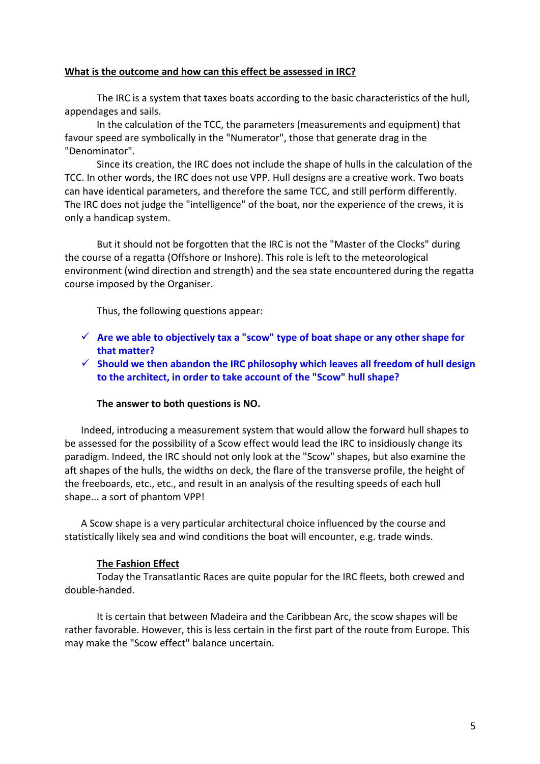**<u>What is the outcome and how can this effect be assessed in IRC?</u>**

The IRC is a system that taxes boats according to the basic characteristics of the hull, appendages and sails.

In the calculation of the TCC, the parameters (measurements and equipment) that favour speed are symbolically in the "Numerator", those that generate drag in the "Denominator".

Since its creation, the IRC does not include the shape of hulls in the calculation of the TCC. In other words, the IRC does not use VPP. Hull designs are a creative work. Two boats can have identical parameters, and therefore the same TCC, and still perform differently. The IRC does not judge the "intelligence" of the boat, nor the experience of the crews, it is only a handicap system.

But it should not be forgotten that the IRC is not the "Master of the Clocks" during the course of a regatta (Offshore or Inshore). This role is left to the meteorological environment (wind direction and strength) and the sea state encountered during the regatta course imposed by the Organiser.

Thus, the following questions appear:

- ✓ **Are we able to objectively tax a "scow" type of boat shape or any other shape for that matter?**
- ✓ **Should we then abandon the IRC philosophy which leaves all freedom of hull design to the architect, in order to take account of the "Scow" hull shape?**

**The answer to both questions is NO.**

Indeed, introducing a measurement system that would allow the forward hull shapes to be assessed for the possibility of a Scow effect would lead the IRC to insidiously change its paradigm. Indeed, the IRC should not only look at the "Scow" shapes, but also examine the aft shapes of the hulls, the widths on deck, the flare of the transverse profile, the height of the freeboards, etc., etc., and result in an analysis of the resulting speeds of each hull shape... a sort of phantom VPP!

A Scow shape is a very particular architectural choice influenced by the course and statistically likely sea and wind conditions the boat will encounter, e.g. trade winds.

**<u>The Fashion Effect</u>**

Today the Transatlantic Races are quite popular for the IRC fleets, both crewed and double-handed.

It is certain that between Madeira and the Caribbean Arc, the scow shapes will be rather favorable. However, this is less certain in the first part of the route from Europe. This may make the "Scow effect" balance uncertain.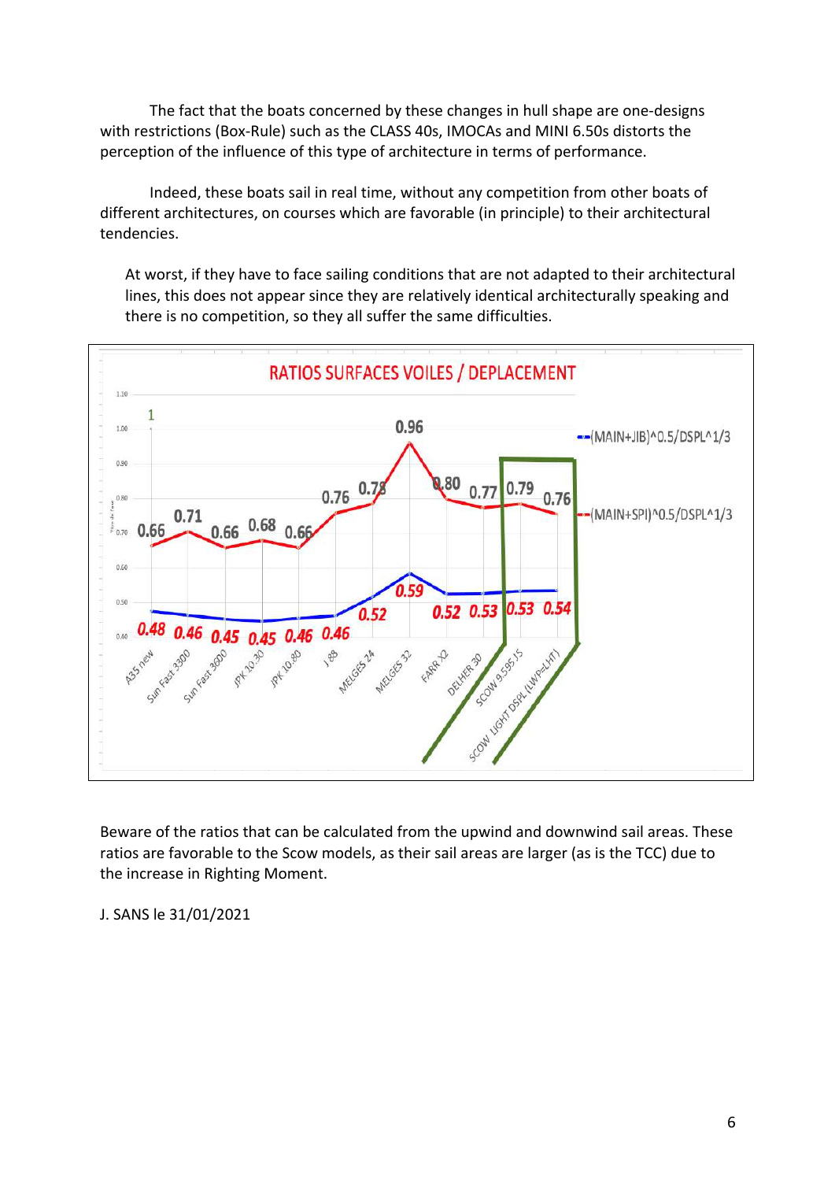The fact that the boats concerned by these changes in hull shape are one-designs with restrictions (Box-Rule) such as the CLASS 40s, IMOCAs and MINI 6.50s distorts the perception of the influence of this type of architecture in terms of performance.

Indeed, these boats sail in real time, without any competition from other boats of different architectures, on courses which are favorable (in principle) to their architectural tendencies.

At worst, if they have to face sailing conditions that are not adapted to their architectural lines, this does not appear since they are relatively identical architecturally speaking and there is no competition, so they all suffer the same difficulties.

RATIOS SURFACES VOILES / DEPLACEMENT

(MAIN+JIB)^0.5/DSPL^1/3

(MAIN+SPI)^0.5/DSPL^1/3

1.10
1.00
0.90
0.80
0.70
0.60
0.50
0.40

1

0.66 0.71 0.66 0.68 0.66 0.76 0.78 0.96 0.80 0.77 0.79 0.76

0.48 0.46 0.45 0.45 0.46 0.46 0.52 0.59 0.52 0.53 0.53 0.54

A35 new
Sun Fast 3300
Sun Fast 3600
JPK 10.30
JPK 10.80
J 88
MELGES 24
MELGES 32
FARR X2
DELHER 30
SCOW 9.595 JS
SCOW LIGHT DSPL (LWP=LHT)

Beware of the ratios that can be calculated from the upwind and downwind sail areas. These ratios are favorable to the Scow models, as their sail areas are larger (as is the TCC) due to the increase in Righting Moment.

J. SANS le 31/01/2021